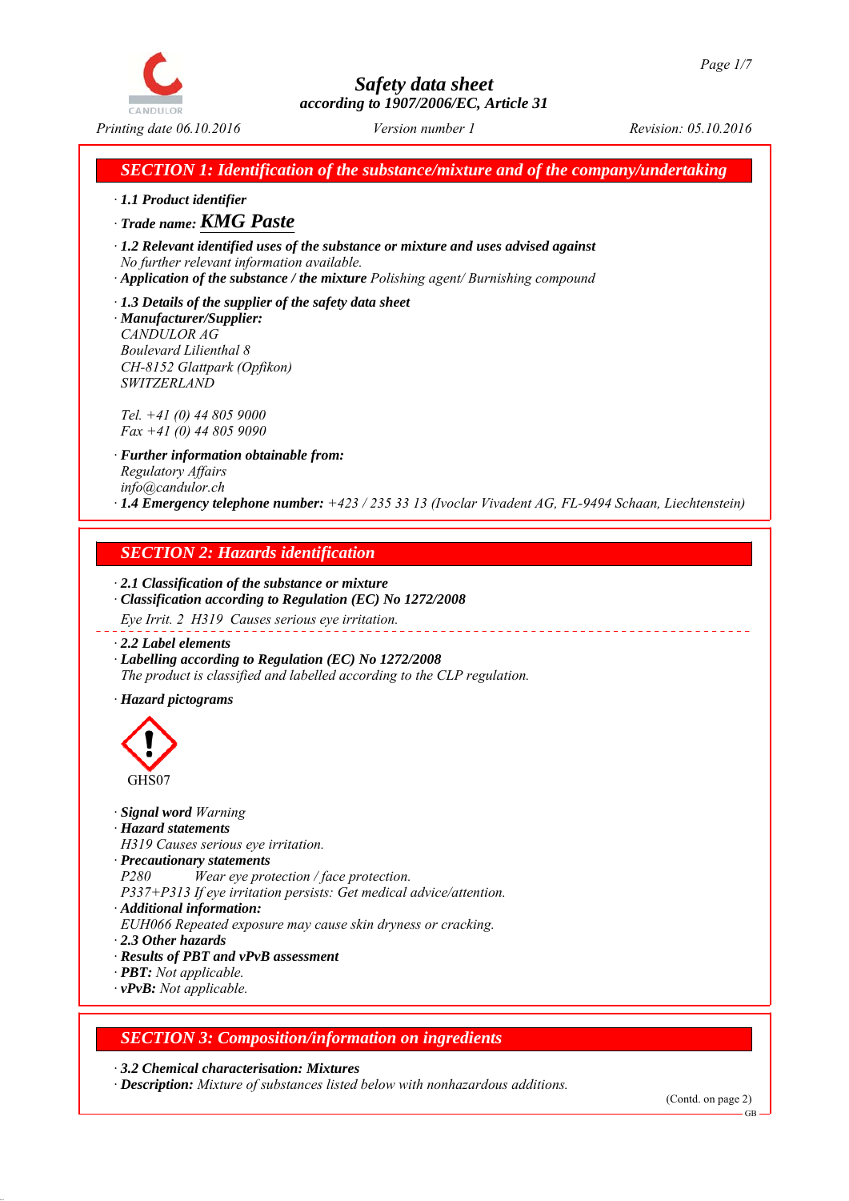# Safety data sheet

*according to 1907/2006/EC, Article 31*

*Printing date 06.10.2016* | *Version number 1* | *Revision: 05.10.2016*

## SECTION 1: Identification of the substance/mixture and of the company/undertaking

- **1.1 Product identifier**
- **Trade name: KMG Paste**
- **1.2 Relevant identified uses of the substance or mixture and uses advised against**
  *No further relevant information available.*
- **Application of the substance / the mixture** *Polishing agent/ Burnishing compound*
- **1.3 Details of the supplier of the safety data sheet**
- **Manufacturer/Supplier:**
  *CANDULOR AG*
  *Boulevard Lilienthal 8*
  *CH-8152 Glattpark (Opfikon)*
  *SWITZERLAND*

  *Tel. +41 (0) 44 805 9000*
  *Fax +41 (0) 44 805 9090*
- **Further information obtainable from:**
  *Regulatory Affairs*
  *info@candulor.ch*
- **1.4 Emergency telephone number:** *+423 / 235 33 13 (Ivoclar Vivadent AG, FL-9494 Schaan, Liechtenstein)*

## SECTION 2: Hazards identification

- **2.1 Classification of the substance or mixture**
- **Classification according to Regulation (EC) No 1272/2008**
  *Eye Irrit. 2 H319 Causes serious eye irritation.*
- **2.2 Label elements**
- **Labelling according to Regulation (EC) No 1272/2008**
  *The product is classified and labelled according to the CLP regulation.*
- **Hazard pictograms**

  GHS07
- **Signal word** *Warning*
- **Hazard statements**
  *H319 Causes serious eye irritation.*
- **Precautionary statements**
  *P280 Wear eye protection / face protection.*
  *P337+P313 If eye irritation persists: Get medical advice/attention.*
- **Additional information:**
  *EUH066 Repeated exposure may cause skin dryness or cracking.*
- **2.3 Other hazards**
- **Results of PBT and vPvB assessment**
- **PBT:** *Not applicable.*
- **vPvB:** *Not applicable.*

## SECTION 3: Composition/information on ingredients

- **3.2 Chemical characterisation: Mixtures**
- **Description:** *Mixture of substances listed below with nonhazardous additions.*

(Contd. on page 2)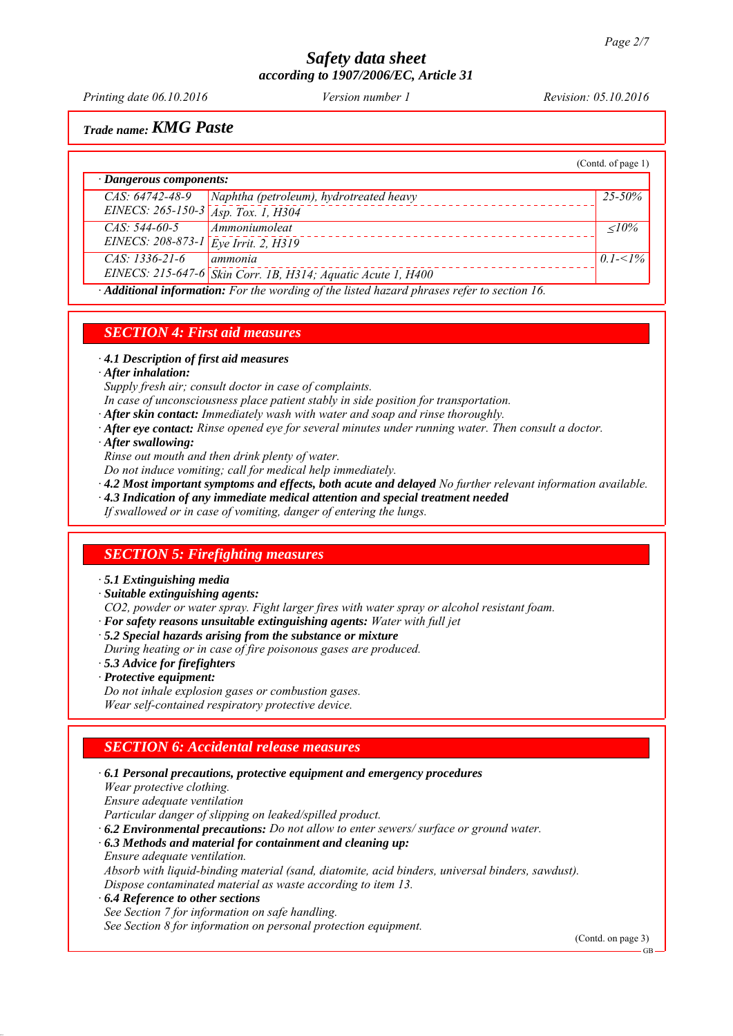## Trade name: KMG Paste

(Contd. of page 1)

· **Dangerous components:**

| | | |
|---|---|---|
| CAS: 64742-48-9<br>EINECS: 265-150-3 | Naphtha (petroleum), hydrotreated heavy<br>Asp. Tox. 1, H304 | 25-50% |
| CAS: 544-60-5<br>EINECS: 208-873-1 | Ammoniumoleat<br>Eye Irrit. 2, H319 | ≤10% |
| CAS: 1336-21-6<br>EINECS: 215-647-6 | ammonia<br>Skin Corr. 1B, H314; Aquatic Acute 1, H400 | 0.1-<1% |

· **Additional information:** *For the wording of the listed hazard phrases refer to section 16.*

## SECTION 4: First aid measures

· **4.1 Description of first aid measures**
· **After inhalation:**
*Supply fresh air; consult doctor in case of complaints.*
*In case of unconsciousness place patient stably in side position for transportation.*
· **After skin contact:** *Immediately wash with water and soap and rinse thoroughly.*
· **After eye contact:** *Rinse opened eye for several minutes under running water. Then consult a doctor.*
· **After swallowing:**
*Rinse out mouth and then drink plenty of water.*
*Do not induce vomiting; call for medical help immediately.*
· **4.2 Most important symptoms and effects, both acute and delayed** *No further relevant information available.*
· **4.3 Indication of any immediate medical attention and special treatment needed**
*If swallowed or in case of vomiting, danger of entering the lungs.*

## SECTION 5: Firefighting measures

· **5.1 Extinguishing media**
· **Suitable extinguishing agents:**
*$CO_2$, powder or water spray. Fight larger fires with water spray or alcohol resistant foam.*
· **For safety reasons unsuitable extinguishing agents:** *Water with full jet*
· **5.2 Special hazards arising from the substance or mixture**
*During heating or in case of fire poisonous gases are produced.*
· **5.3 Advice for firefighters**
· **Protective equipment:**
*Do not inhale explosion gases or combustion gases.*
*Wear self-contained respiratory protective device.*

## SECTION 6: Accidental release measures

· **6.1 Personal precautions, protective equipment and emergency procedures**
*Wear protective clothing.*
*Ensure adequate ventilation*
*Particular danger of slipping on leaked/spilled product.*
· **6.2 Environmental precautions:** *Do not allow to enter sewers/ surface or ground water.*
· **6.3 Methods and material for containment and cleaning up:**
*Ensure adequate ventilation.*
*Absorb with liquid-binding material (sand, diatomite, acid binders, universal binders, sawdust).*
*Dispose contaminated material as waste according to item 13.*
· **6.4 Reference to other sections**
*See Section 7 for information on safe handling.*
*See Section 8 for information on personal protection equipment.*

(Contd. on page 3)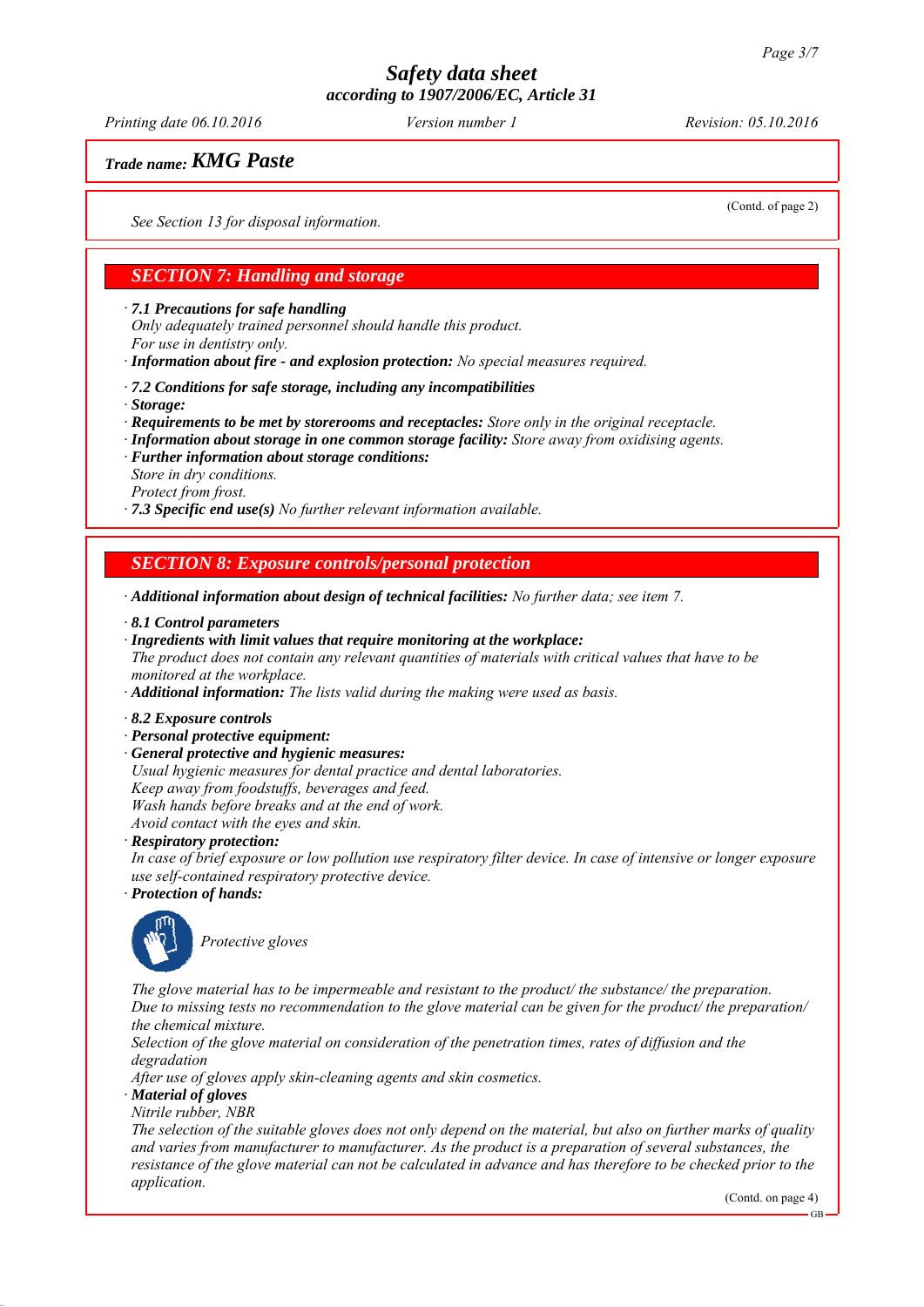**Trade name: KMG Paste**

(Contd. of page 2)

See Section 13 for disposal information.

## SECTION 7: Handling and storage

· **7.1 Precautions for safe handling**
Only adequately trained personnel should handle this product.
For use in dentistry only.
· **Information about fire - and explosion protection:** No special measures required.

· **7.2 Conditions for safe storage, including any incompatibilities**
· **Storage:**
· **Requirements to be met by storerooms and receptacles:** Store only in the original receptacle.
· **Information about storage in one common storage facility:** Store away from oxidising agents.
· **Further information about storage conditions:**
Store in dry conditions.
Protect from frost.
· **7.3 Specific end use(s)** No further relevant information available.

## SECTION 8: Exposure controls/personal protection

· **Additional information about design of technical facilities:** No further data; see item 7.

· **8.1 Control parameters**
· **Ingredients with limit values that require monitoring at the workplace:**
The product does not contain any relevant quantities of materials with critical values that have to be monitored at the workplace.
· **Additional information:** The lists valid during the making were used as basis.

· **8.2 Exposure controls**
· **Personal protective equipment:**
· **General protective and hygienic measures:**
Usual hygienic measures for dental practice and dental laboratories.
Keep away from foodstuffs, beverages and feed.
Wash hands before breaks and at the end of work.
Avoid contact with the eyes and skin.
· **Respiratory protection:**
In case of brief exposure or low pollution use respiratory filter device. In case of intensive or longer exposure use self-contained respiratory protective device.
· **Protection of hands:**

Protective gloves

The glove material has to be impermeable and resistant to the product/ the substance/ the preparation.
Due to missing tests no recommendation to the glove material can be given for the product/ the preparation/ the chemical mixture.
Selection of the glove material on consideration of the penetration times, rates of diffusion and the degradation
After use of gloves apply skin-cleaning agents and skin cosmetics.
· **Material of gloves**
Nitrile rubber, NBR
The selection of the suitable gloves does not only depend on the material, but also on further marks of quality and varies from manufacturer to manufacturer. As the product is a preparation of several substances, the resistance of the glove material can not be calculated in advance and has therefore to be checked prior to the application.

(Contd. on page 4)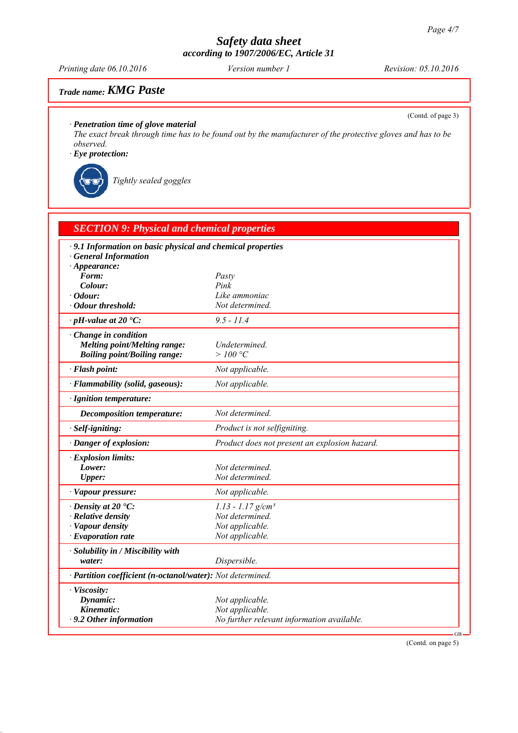Trade name: **KMG Paste**

(Contd. of page 3)

· **Penetration time of glove material**
*The exact break through time has to be found out by the manufacturer of the protective gloves and has to be observed.*

· **Eye protection:**

*Tightly sealed goggles*

## SECTION 9: Physical and chemical properties

· **9.1 Information on basic physical and chemical properties**
· **General Information**

| Property | Value |
|---|---|
| · **Appearance:** | |
| **Form:** | *Pasty* |
| **Colour:** | *Pink* |
| · **Odour:** | *Like ammoniac* |
| · **Odour threshold:** | *Not determined.* |
| · **pH-value at 20 °C:** | *9.5 - 11.4* |
| · **Change in condition** | |
| **Melting point/Melting range:** | *Undetermined.* |
| **Boiling point/Boiling range:** | *> 100 °C* |
| · **Flash point:** | *Not applicable.* |
| · **Flammability (solid, gaseous):** | *Not applicable.* |
| · **Ignition temperature:** | |
| **Decomposition temperature:** | *Not determined.* |
| · **Self-igniting:** | *Product is not selfigniting.* |
| · **Danger of explosion:** | *Product does not present an explosion hazard.* |
| · **Explosion limits:** | |
| **Lower:** | *Not determined.* |
| **Upper:** | *Not determined.* |
| · **Vapour pressure:** | *Not applicable.* |
| · **Density at 20 °C:** | *1.13 - 1.17 g/cm³* |
| · **Relative density** | *Not determined.* |
| · **Vapour density** | *Not applicable.* |
| · **Evaporation rate** | *Not applicable.* |
| · **Solubility in / Miscibility with water:** | *Dispersible.* |
| · **Partition coefficient (n-octanol/water):** | *Not determined.* |
| · **Viscosity:** | |
| **Dynamic:** | *Not applicable.* |
| **Kinematic:** | *Not applicable.* |
| · **9.2 Other information** | *No further relevant information available.* |

(Contd. on page 5)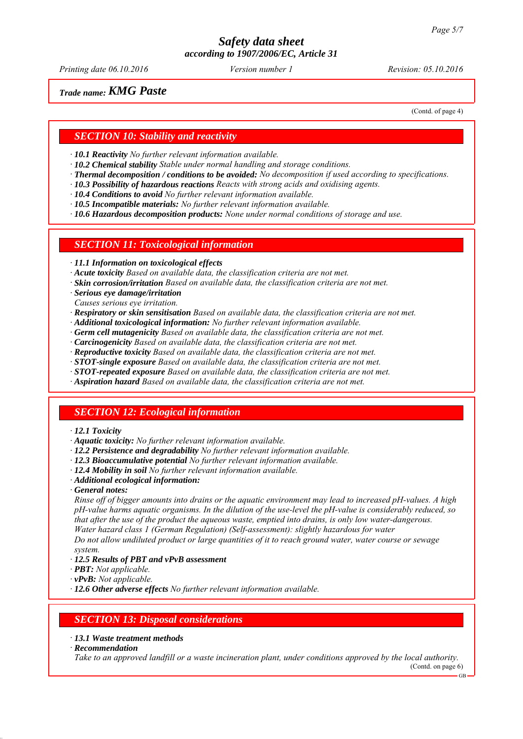**Trade name: KMG Paste**

(Contd. of page 4)

## SECTION 10: Stability and reactivity

· **10.1 Reactivity** *No further relevant information available.*
· **10.2 Chemical stability** *Stable under normal handling and storage conditions.*
· **Thermal decomposition / conditions to be avoided:** *No decomposition if used according to specifications.*
· **10.3 Possibility of hazardous reactions** *Reacts with strong acids and oxidising agents.*
· **10.4 Conditions to avoid** *No further relevant information available.*
· **10.5 Incompatible materials:** *No further relevant information available.*
· **10.6 Hazardous decomposition products:** *None under normal conditions of storage and use.*

## SECTION 11: Toxicological information

· **11.1 Information on toxicological effects**
· **Acute toxicity** *Based on available data, the classification criteria are not met.*
· **Skin corrosion/irritation** *Based on available data, the classification criteria are not met.*
· **Serious eye damage/irritation**
*Causes serious eye irritation.*
· **Respiratory or skin sensitisation** *Based on available data, the classification criteria are not met.*
· **Additional toxicological information:** *No further relevant information available.*
· **Germ cell mutagenicity** *Based on available data, the classification criteria are not met.*
· **Carcinogenicity** *Based on available data, the classification criteria are not met.*
· **Reproductive toxicity** *Based on available data, the classification criteria are not met.*
· **STOT-single exposure** *Based on available data, the classification criteria are not met.*
· **STOT-repeated exposure** *Based on available data, the classification criteria are not met.*
· **Aspiration hazard** *Based on available data, the classification criteria are not met.*

## SECTION 12: Ecological information

· **12.1 Toxicity**
· **Aquatic toxicity:** *No further relevant information available.*
· **12.2 Persistence and degradability** *No further relevant information available.*
· **12.3 Bioaccumulative potential** *No further relevant information available.*
· **12.4 Mobility in soil** *No further relevant information available.*
· **Additional ecological information:**
· **General notes:**
*Rinse off of bigger amounts into drains or the aquatic environment may lead to increased pH-values. A high pH-value harms aquatic organisms. In the dilution of the use-level the pH-value is considerably reduced, so that after the use of the product the aqueous waste, emptied into drains, is only low water-dangerous.*
*Water hazard class 1 (German Regulation) (Self-assessment): slightly hazardous for water*
*Do not allow undiluted product or large quantities of it to reach ground water, water course or sewage system.*
· **12.5 Results of PBT and vPvB assessment**
· **PBT:** *Not applicable.*
· **vPvB:** *Not applicable.*
· **12.6 Other adverse effects** *No further relevant information available.*

## SECTION 13: Disposal considerations

· **13.1 Waste treatment methods**
· **Recommendation**
*Take to an approved landfill or a waste incineration plant, under conditions approved by the local authority.*

(Contd. on page 6)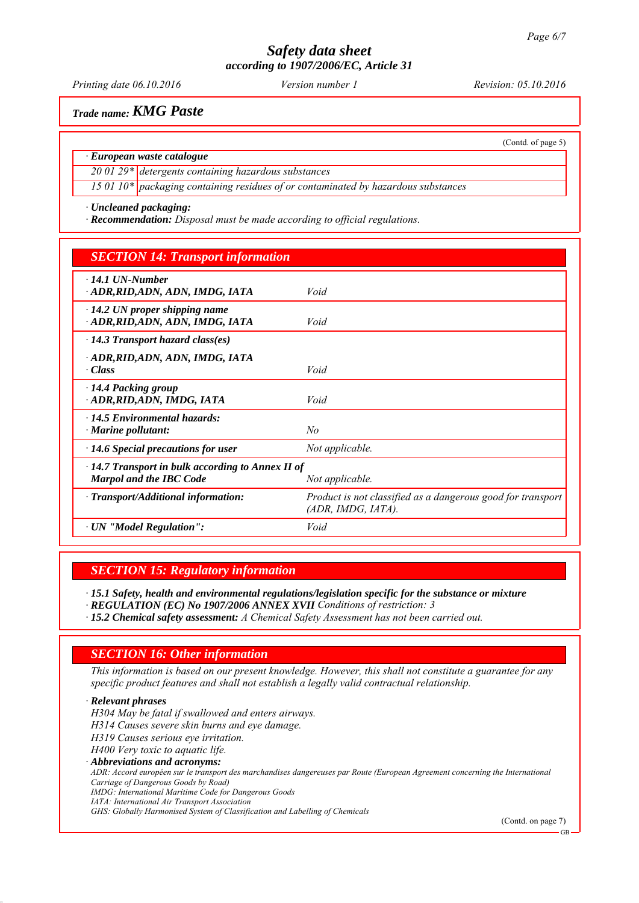*Trade name:* ***KMG Paste***

(Contd. of page 5)

| · **European waste catalogue** | |
|---|---|
| 20 01 29* | detergents containing hazardous substances |
| 15 01 10* | packaging containing residues of or contaminated by hazardous substances |

· **Uncleaned packaging:**
· **Recommendation:** Disposal must be made according to official regulations.

## SECTION 14: Transport information

| | |
|---|---|
| · **14.1 UN-Number**<br>· **ADR,RID,ADN, ADN, IMDG, IATA** | Void |
| · **14.2 UN proper shipping name**<br>· **ADR,RID,ADN, ADN, IMDG, IATA** | Void |
| · **14.3 Transport hazard class(es)** | |
| · **ADR,RID,ADN, ADN, IMDG, IATA**<br>· **Class** | Void |
| · **14.4 Packing group**<br>· **ADR,RID,ADN, IMDG, IATA** | Void |
| · **14.5 Environmental hazards:**<br>· **Marine pollutant:** | No |
| · **14.6 Special precautions for user** | Not applicable. |
| · **14.7 Transport in bulk according to Annex II of Marpol and the IBC Code** | Not applicable. |
| · **Transport/Additional information:** | Product is not classified as a dangerous good for transport (ADR, IMDG, IATA). |
| · **UN "Model Regulation":** | Void |

## SECTION 15: Regulatory information

· **15.1 Safety, health and environmental regulations/legislation specific for the substance or mixture**
· **REGULATION (EC) No 1907/2006 ANNEX XVII** Conditions of restriction: 3
· **15.2 Chemical safety assessment:** A Chemical Safety Assessment has not been carried out.

## SECTION 16: Other information

This information is based on our present knowledge. However, this shall not constitute a guarantee for any specific product features and shall not establish a legally valid contractual relationship.

· **Relevant phrases**
H304 May be fatal if swallowed and enters airways.
H314 Causes severe skin burns and eye damage.
H319 Causes serious eye irritation.
H400 Very toxic to aquatic life.

· **Abbreviations and acronyms:**
ADR: Accord européen sur le transport des marchandises dangereuses par Route (European Agreement concerning the International Carriage of Dangerous Goods by Road)
IMDG: International Maritime Code for Dangerous Goods
IATA: International Air Transport Association
GHS: Globally Harmonised System of Classification and Labelling of Chemicals

(Contd. on page 7)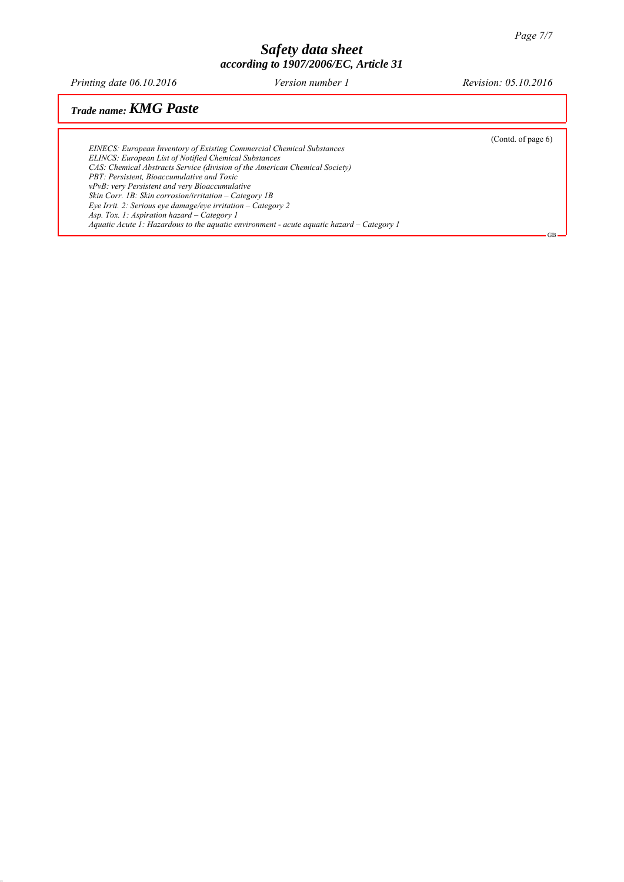*Trade name:* ***KMG Paste***

(Contd. of page 6)

*EINECS: European Inventory of Existing Commercial Chemical Substances*
*ELINCS: European List of Notified Chemical Substances*
*CAS: Chemical Abstracts Service (division of the American Chemical Society)*
*PBT: Persistent, Bioaccumulative and Toxic*
*vPvB: very Persistent and very Bioaccumulative*
*Skin Corr. 1B: Skin corrosion/irritation – Category 1B*
*Eye Irrit. 2: Serious eye damage/eye irritation – Category 2*
*Asp. Tox. 1: Aspiration hazard – Category 1*
*Aquatic Acute 1: Hazardous to the aquatic environment - acute aquatic hazard – Category 1*